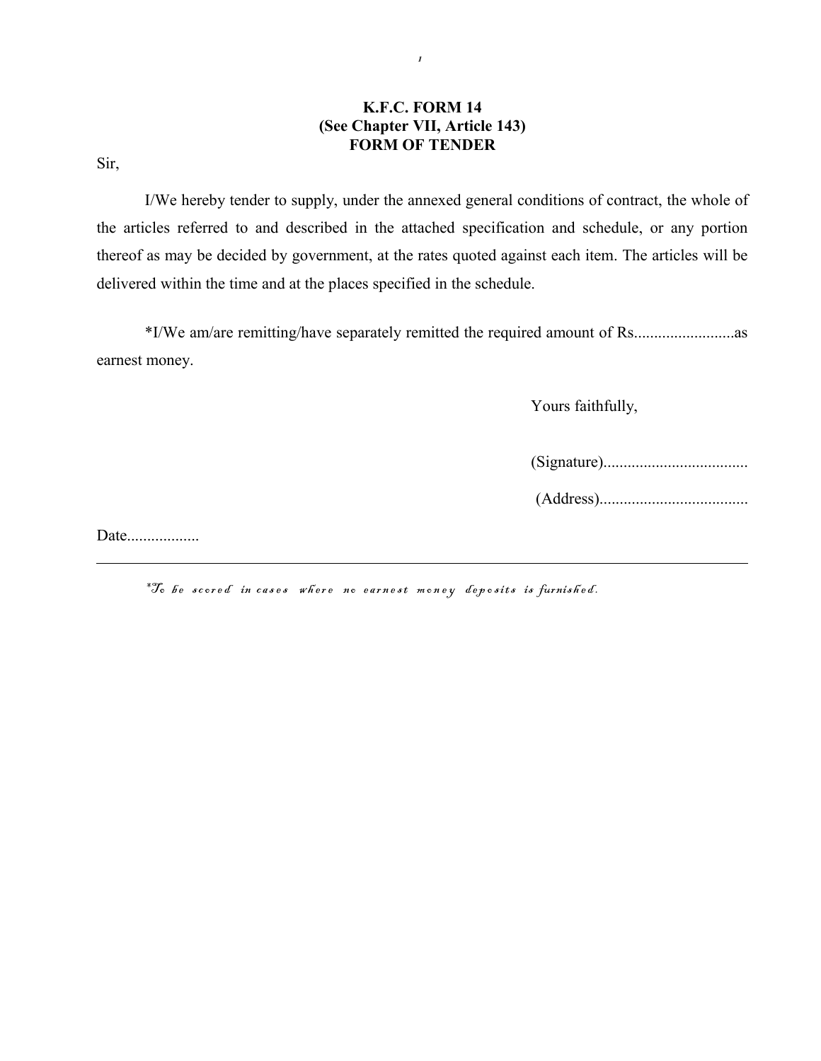**K.F.C. FORM 14**
**(See Chapter VII, Article 143)**
**FORM OF TENDER**

Sir,

I/We hereby tender to supply, under the annexed general conditions of contract, the whole of the articles referred to and described in the attached specification and schedule, or any portion thereof as may be decided by government, at the rates quoted against each item. The articles will be delivered within the time and at the places specified in the schedule.

*I/We am/are remitting/have separately remitted the required amount of Rs.........................as earnest money.

Yours faithfully,

(Signature)....................................

(Address).....................................

Date..................

---

*\*To be scored in cases where no earnest money deposits is furnished.*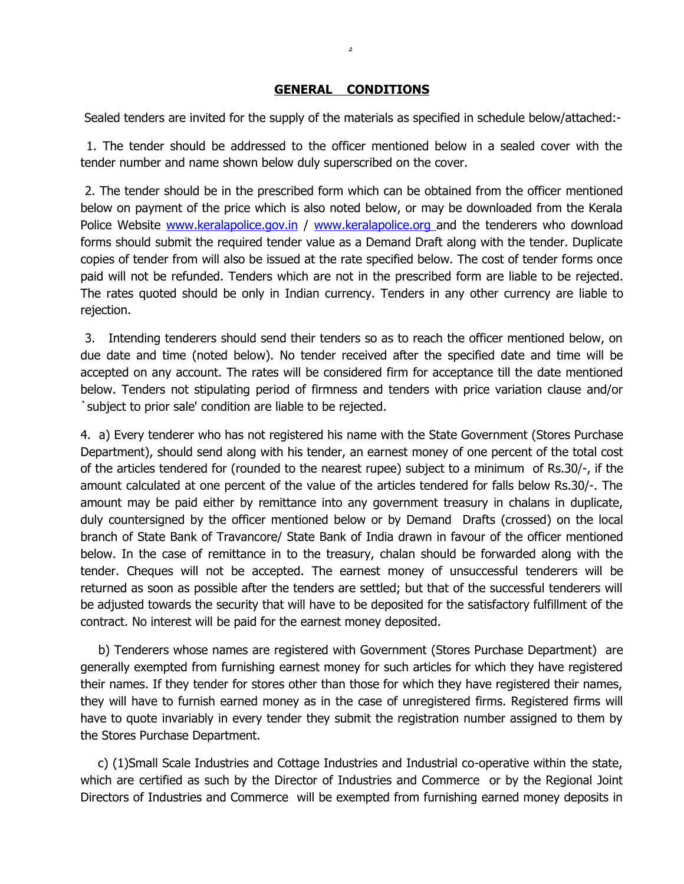## GENERAL CONDITIONS

Sealed tenders are invited for the supply of the materials as specified in schedule below/attached:-

1. The tender should be addressed to the officer mentioned below in a sealed cover with the tender number and name shown below duly superscribed on the cover.

2. The tender should be in the prescribed form which can be obtained from the officer mentioned below on payment of the price which is also noted below, or may be downloaded from the Kerala Police Website www.keralapolice.gov.in / www.keralapolice.org and the tenderers who download forms should submit the required tender value as a Demand Draft along with the tender. Duplicate copies of tender from will also be issued at the rate specified below. The cost of tender forms once paid will not be refunded. Tenders which are not in the prescribed form are liable to be rejected. The rates quoted should be only in Indian currency. Tenders in any other currency are liable to rejection.

3. Intending tenderers should send their tenders so as to reach the officer mentioned below, on due date and time (noted below). No tender received after the specified date and time will be accepted on any account. The rates will be considered firm for acceptance till the date mentioned below. Tenders not stipulating period of firmness and tenders with price variation clause and/or `subject to prior sale' condition are liable to be rejected.

4. a) Every tenderer who has not registered his name with the State Government (Stores Purchase Department), should send along with his tender, an earnest money of one percent of the total cost of the articles tendered for (rounded to the nearest rupee) subject to a minimum of Rs.30/-, if the amount calculated at one percent of the value of the articles tendered for falls below Rs.30/-. The amount may be paid either by remittance into any government treasury in chalans in duplicate, duly countersigned by the officer mentioned below or by Demand Drafts (crossed) on the local branch of State Bank of Travancore/ State Bank of India drawn in favour of the officer mentioned below. In the case of remittance in to the treasury, chalan should be forwarded along with the tender. Cheques will not be accepted. The earnest money of unsuccessful tenderers will be returned as soon as possible after the tenders are settled; but that of the successful tenderers will be adjusted towards the security that will have to be deposited for the satisfactory fulfillment of the contract. No interest will be paid for the earnest money deposited.

b) Tenderers whose names are registered with Government (Stores Purchase Department) are generally exempted from furnishing earnest money for such articles for which they have registered their names. If they tender for stores other than those for which they have registered their names, they will have to furnish earned money as in the case of unregistered firms. Registered firms will have to quote invariably in every tender they submit the registration number assigned to them by the Stores Purchase Department.

c) (1)Small Scale Industries and Cottage Industries and Industrial co-operative within the state, which are certified as such by the Director of Industries and Commerce or by the Regional Joint Directors of Industries and Commerce will be exempted from furnishing earned money deposits in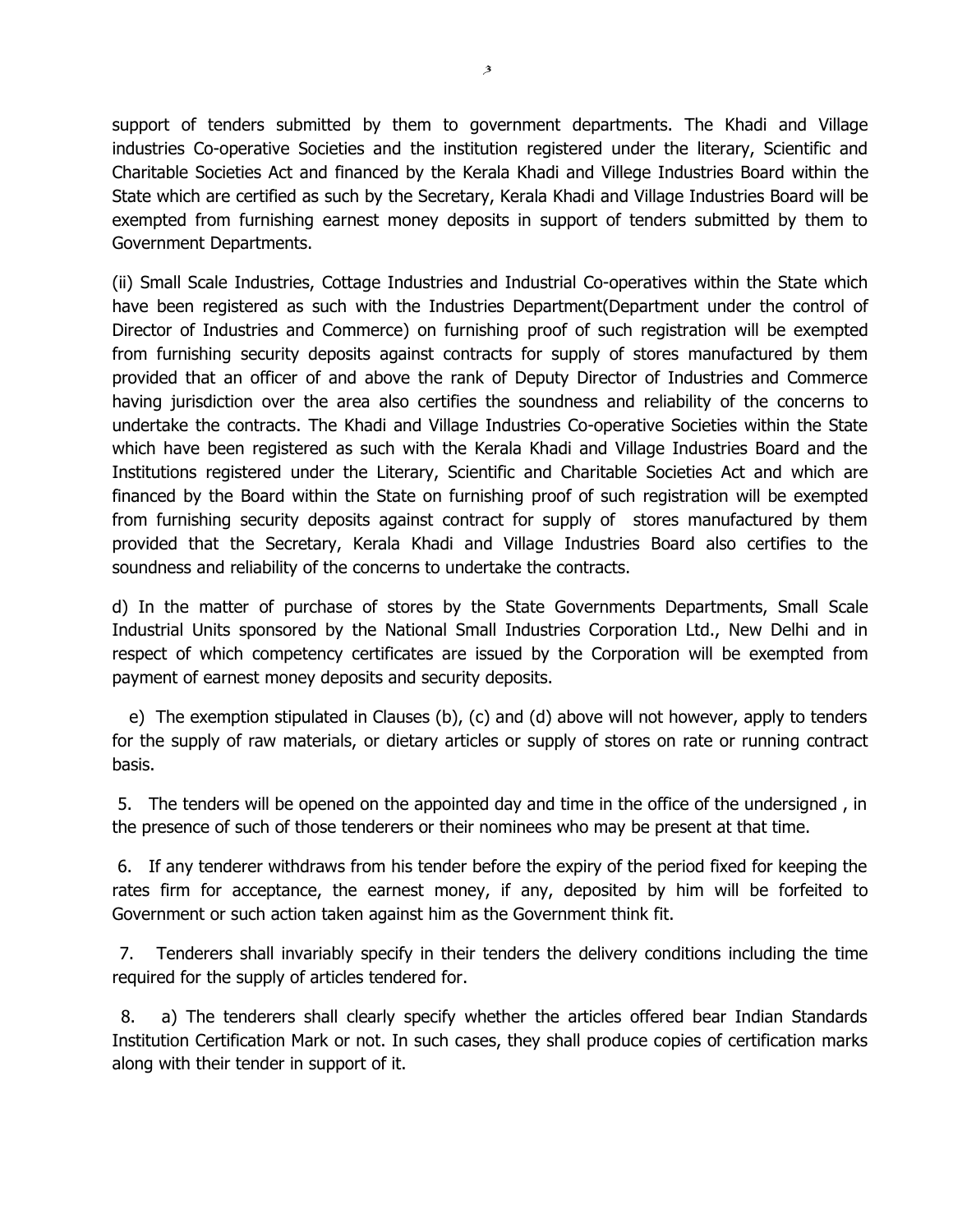support of tenders submitted by them to government departments. The Khadi and Village industries Co-operative Societies and the institution registered under the literary, Scientific and Charitable Societies Act and financed by the Kerala Khadi and Villege Industries Board within the State which are certified as such by the Secretary, Kerala Khadi and Village Industries Board will be exempted from furnishing earnest money deposits in support of tenders submitted by them to Government Departments.

(ii) Small Scale Industries, Cottage Industries and Industrial Co-operatives within the State which have been registered as such with the Industries Department(Department under the control of Director of Industries and Commerce) on furnishing proof of such registration will be exempted from furnishing security deposits against contracts for supply of stores manufactured by them provided that an officer of and above the rank of Deputy Director of Industries and Commerce having jurisdiction over the area also certifies the soundness and reliability of the concerns to undertake the contracts. The Khadi and Village Industries Co-operative Societies within the State which have been registered as such with the Kerala Khadi and Village Industries Board and the Institutions registered under the Literary, Scientific and Charitable Societies Act and which are financed by the Board within the State on furnishing proof of such registration will be exempted from furnishing security deposits against contract for supply of stores manufactured by them provided that the Secretary, Kerala Khadi and Village Industries Board also certifies to the soundness and reliability of the concerns to undertake the contracts.

d) In the matter of purchase of stores by the State Governments Departments, Small Scale Industrial Units sponsored by the National Small Industries Corporation Ltd., New Delhi and in respect of which competency certificates are issued by the Corporation will be exempted from payment of earnest money deposits and security deposits.

e) The exemption stipulated in Clauses (b), (c) and (d) above will not however, apply to tenders for the supply of raw materials, or dietary articles or supply of stores on rate or running contract basis.

5. The tenders will be opened on the appointed day and time in the office of the undersigned , in the presence of such of those tenderers or their nominees who may be present at that time.

6. If any tenderer withdraws from his tender before the expiry of the period fixed for keeping the rates firm for acceptance, the earnest money, if any, deposited by him will be forfeited to Government or such action taken against him as the Government think fit.

7. Tenderers shall invariably specify in their tenders the delivery conditions including the time required for the supply of articles tendered for.

8. a) The tenderers shall clearly specify whether the articles offered bear Indian Standards Institution Certification Mark or not. In such cases, they shall produce copies of certification marks along with their tender in support of it.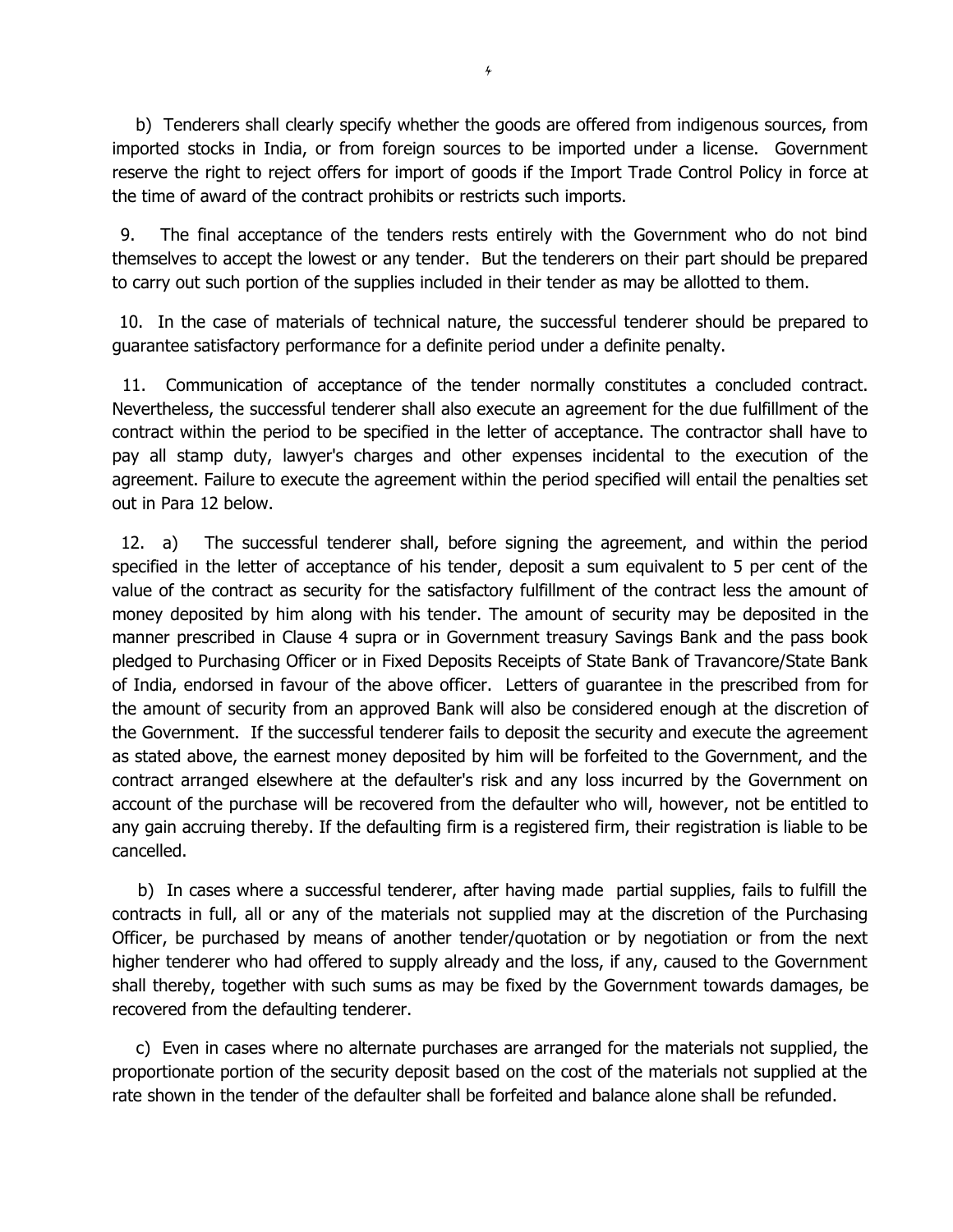b) Tenderers shall clearly specify whether the goods are offered from indigenous sources, from imported stocks in India, or from foreign sources to be imported under a license. Government reserve the right to reject offers for import of goods if the Import Trade Control Policy in force at the time of award of the contract prohibits or restricts such imports.

9. The final acceptance of the tenders rests entirely with the Government who do not bind themselves to accept the lowest or any tender. But the tenderers on their part should be prepared to carry out such portion of the supplies included in their tender as may be allotted to them.

10. In the case of materials of technical nature, the successful tenderer should be prepared to guarantee satisfactory performance for a definite period under a definite penalty.

11. Communication of acceptance of the tender normally constitutes a concluded contract. Nevertheless, the successful tenderer shall also execute an agreement for the due fulfillment of the contract within the period to be specified in the letter of acceptance. The contractor shall have to pay all stamp duty, lawyer's charges and other expenses incidental to the execution of the agreement. Failure to execute the agreement within the period specified will entail the penalties set out in Para 12 below.

12. a) The successful tenderer shall, before signing the agreement, and within the period specified in the letter of acceptance of his tender, deposit a sum equivalent to 5 per cent of the value of the contract as security for the satisfactory fulfillment of the contract less the amount of money deposited by him along with his tender. The amount of security may be deposited in the manner prescribed in Clause 4 supra or in Government treasury Savings Bank and the pass book pledged to Purchasing Officer or in Fixed Deposits Receipts of State Bank of Travancore/State Bank of India, endorsed in favour of the above officer. Letters of guarantee in the prescribed from for the amount of security from an approved Bank will also be considered enough at the discretion of the Government. If the successful tenderer fails to deposit the security and execute the agreement as stated above, the earnest money deposited by him will be forfeited to the Government, and the contract arranged elsewhere at the defaulter's risk and any loss incurred by the Government on account of the purchase will be recovered from the defaulter who will, however, not be entitled to any gain accruing thereby. If the defaulting firm is a registered firm, their registration is liable to be cancelled.

b) In cases where a successful tenderer, after having made partial supplies, fails to fulfill the contracts in full, all or any of the materials not supplied may at the discretion of the Purchasing Officer, be purchased by means of another tender/quotation or by negotiation or from the next higher tenderer who had offered to supply already and the loss, if any, caused to the Government shall thereby, together with such sums as may be fixed by the Government towards damages, be recovered from the defaulting tenderer.

c) Even in cases where no alternate purchases are arranged for the materials not supplied, the proportionate portion of the security deposit based on the cost of the materials not supplied at the rate shown in the tender of the defaulter shall be forfeited and balance alone shall be refunded.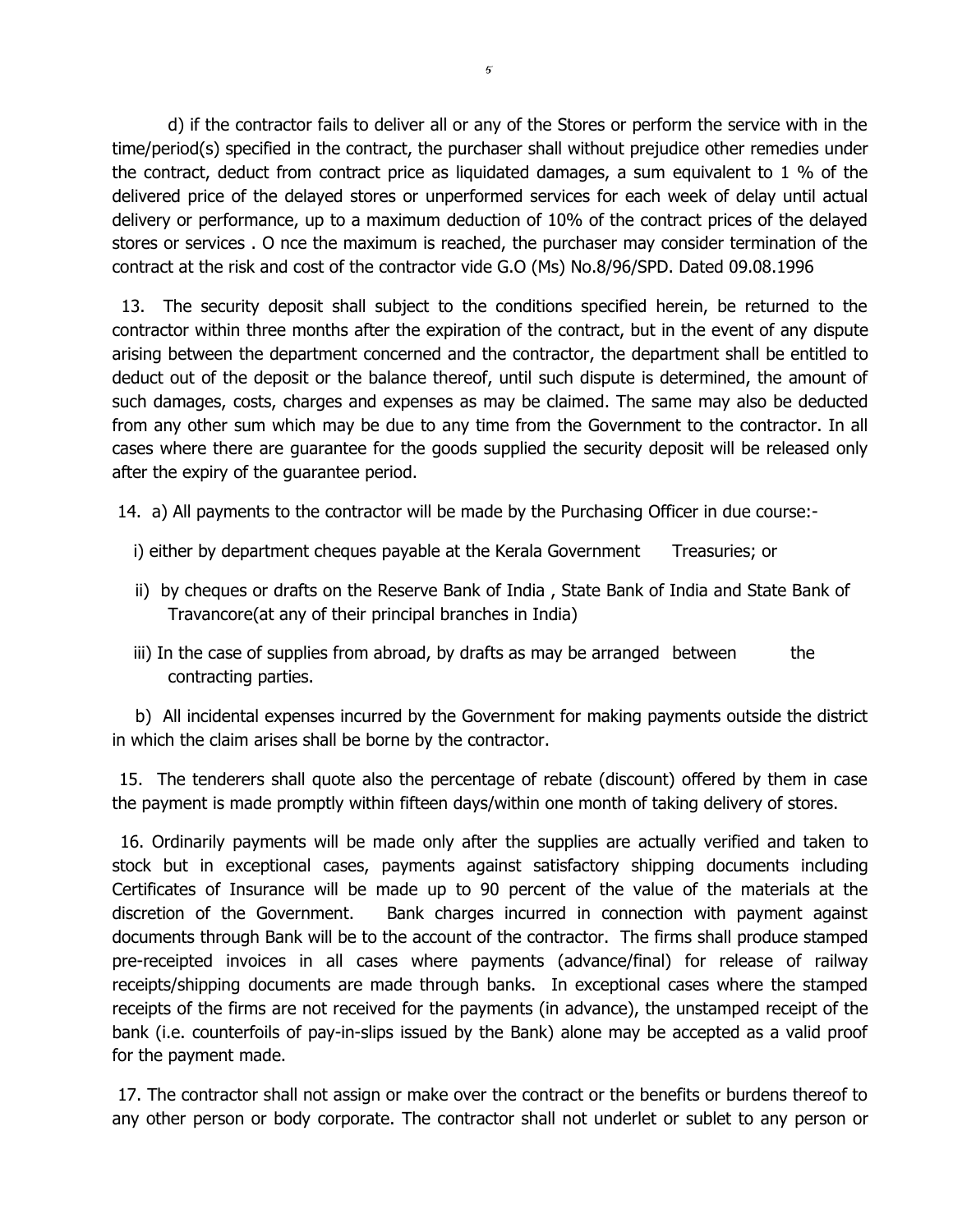d) if the contractor fails to deliver all or any of the Stores or perform the service with in the time/period(s) specified in the contract, the purchaser shall without prejudice other remedies under the contract, deduct from contract price as liquidated damages, a sum equivalent to 1 % of the delivered price of the delayed stores or unperformed services for each week of delay until actual delivery or performance, up to a maximum deduction of 10% of the contract prices of the delayed stores or services . O nce the maximum is reached, the purchaser may consider termination of the contract at the risk and cost of the contractor vide G.O (Ms) No.8/96/SPD. Dated 09.08.1996

13. The security deposit shall subject to the conditions specified herein, be returned to the contractor within three months after the expiration of the contract, but in the event of any dispute arising between the department concerned and the contractor, the department shall be entitled to deduct out of the deposit or the balance thereof, until such dispute is determined, the amount of such damages, costs, charges and expenses as may be claimed. The same may also be deducted from any other sum which may be due to any time from the Government to the contractor. In all cases where there are guarantee for the goods supplied the security deposit will be released only after the expiry of the guarantee period.

14. a) All payments to the contractor will be made by the Purchasing Officer in due course:-

i) either by department cheques payable at the Kerala Government Treasuries; or

ii) by cheques or drafts on the Reserve Bank of India , State Bank of India and State Bank of Travancore(at any of their principal branches in India)

iii) In the case of supplies from abroad, by drafts as may be arranged between the contracting parties.

b) All incidental expenses incurred by the Government for making payments outside the district in which the claim arises shall be borne by the contractor.

15. The tenderers shall quote also the percentage of rebate (discount) offered by them in case the payment is made promptly within fifteen days/within one month of taking delivery of stores.

16. Ordinarily payments will be made only after the supplies are actually verified and taken to stock but in exceptional cases, payments against satisfactory shipping documents including Certificates of Insurance will be made up to 90 percent of the value of the materials at the discretion of the Government. Bank charges incurred in connection with payment against documents through Bank will be to the account of the contractor. The firms shall produce stamped pre-receipted invoices in all cases where payments (advance/final) for release of railway receipts/shipping documents are made through banks. In exceptional cases where the stamped receipts of the firms are not received for the payments (in advance), the unstamped receipt of the bank (i.e. counterfoils of pay-in-slips issued by the Bank) alone may be accepted as a valid proof for the payment made.

17. The contractor shall not assign or make over the contract or the benefits or burdens thereof to any other person or body corporate. The contractor shall not underlet or sublet to any person or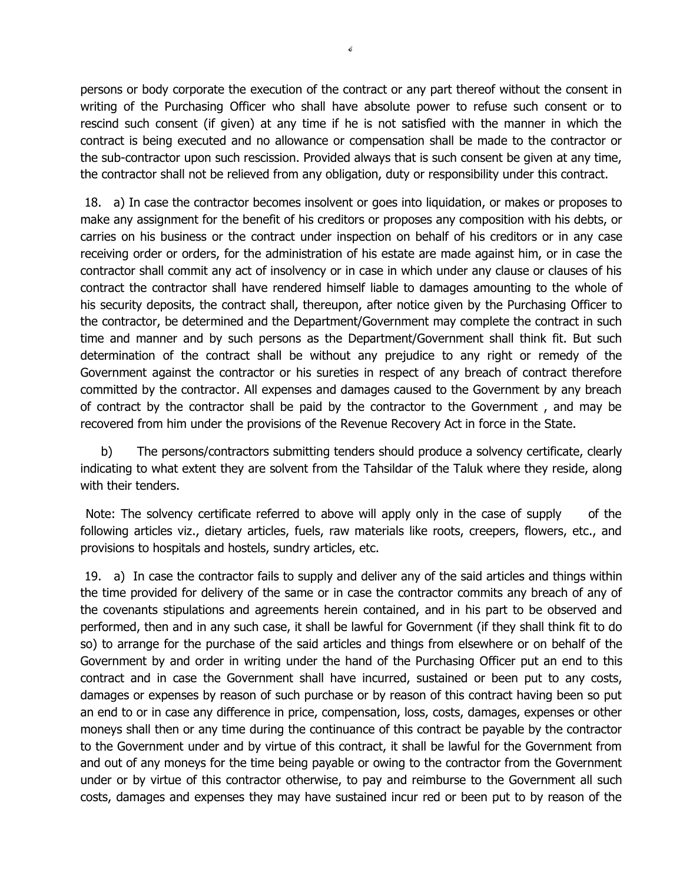persons or body corporate the execution of the contract or any part thereof without the consent in writing of the Purchasing Officer who shall have absolute power to refuse such consent or to rescind such consent (if given) at any time if he is not satisfied with the manner in which the contract is being executed and no allowance or compensation shall be made to the contractor or the sub-contractor upon such rescission. Provided always that is such consent be given at any time, the contractor shall not be relieved from any obligation, duty or responsibility under this contract.

18. a) In case the contractor becomes insolvent or goes into liquidation, or makes or proposes to make any assignment for the benefit of his creditors or proposes any composition with his debts, or carries on his business or the contract under inspection on behalf of his creditors or in any case receiving order or orders, for the administration of his estate are made against him, or in case the contractor shall commit any act of insolvency or in case in which under any clause or clauses of his contract the contractor shall have rendered himself liable to damages amounting to the whole of his security deposits, the contract shall, thereupon, after notice given by the Purchasing Officer to the contractor, be determined and the Department/Government may complete the contract in such time and manner and by such persons as the Department/Government shall think fit. But such determination of the contract shall be without any prejudice to any right or remedy of the Government against the contractor or his sureties in respect of any breach of contract therefore committed by the contractor. All expenses and damages caused to the Government by any breach of contract by the contractor shall be paid by the contractor to the Government , and may be recovered from him under the provisions of the Revenue Recovery Act in force in the State.

b) The persons/contractors submitting tenders should produce a solvency certificate, clearly indicating to what extent they are solvent from the Tahsildar of the Taluk where they reside, along with their tenders.

Note: The solvency certificate referred to above will apply only in the case of supply of the following articles viz., dietary articles, fuels, raw materials like roots, creepers, flowers, etc., and provisions to hospitals and hostels, sundry articles, etc.

19. a) In case the contractor fails to supply and deliver any of the said articles and things within the time provided for delivery of the same or in case the contractor commits any breach of any of the covenants stipulations and agreements herein contained, and in his part to be observed and performed, then and in any such case, it shall be lawful for Government (if they shall think fit to do so) to arrange for the purchase of the said articles and things from elsewhere or on behalf of the Government by and order in writing under the hand of the Purchasing Officer put an end to this contract and in case the Government shall have incurred, sustained or been put to any costs, damages or expenses by reason of such purchase or by reason of this contract having been so put an end to or in case any difference in price, compensation, loss, costs, damages, expenses or other moneys shall then or any time during the continuance of this contract be payable by the contractor to the Government under and by virtue of this contract, it shall be lawful for the Government from and out of any moneys for the time being payable or owing to the contractor from the Government under or by virtue of this contractor otherwise, to pay and reimburse to the Government all such costs, damages and expenses they may have sustained incur red or been put to by reason of the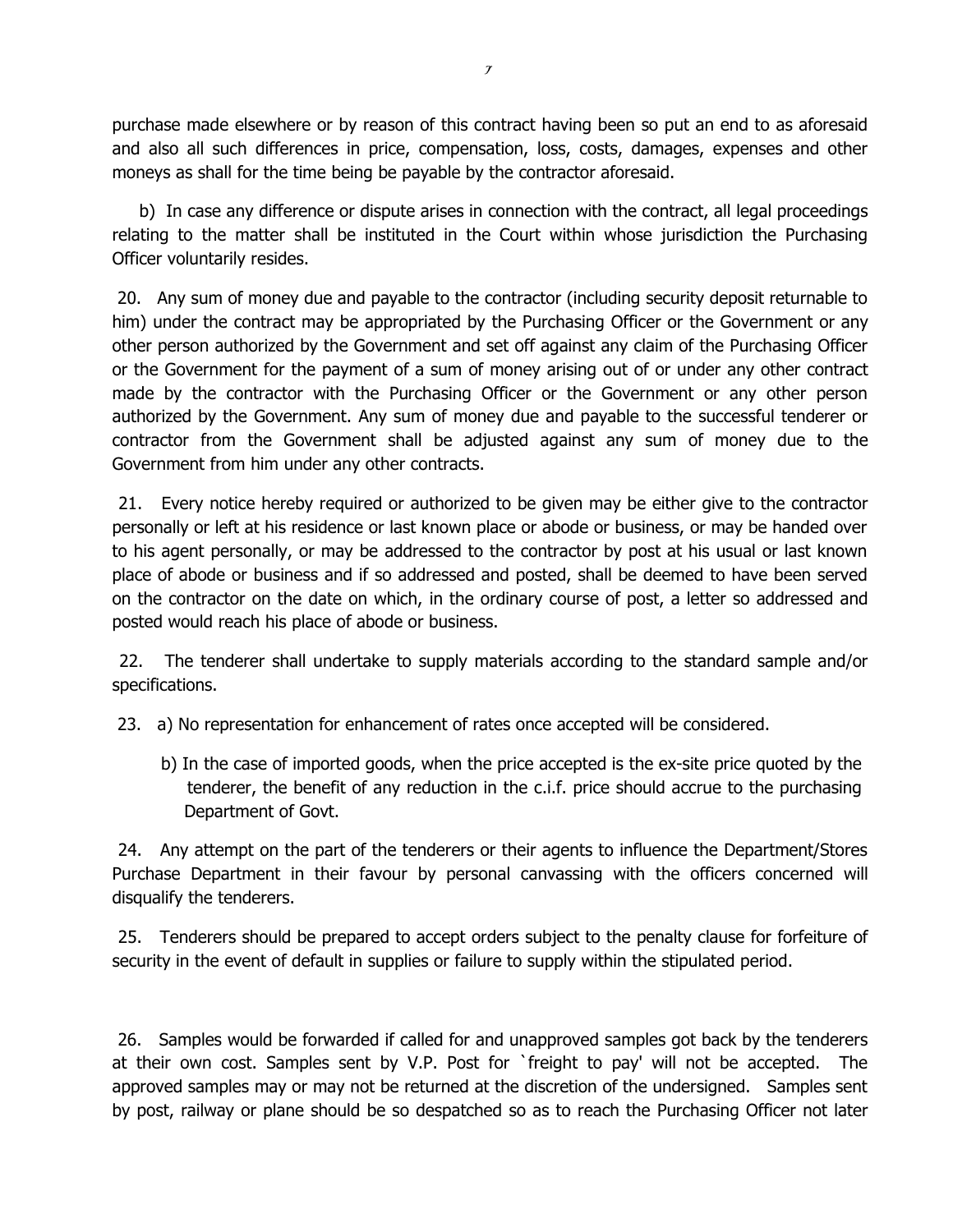purchase made elsewhere or by reason of this contract having been so put an end to as aforesaid and also all such differences in price, compensation, loss, costs, damages, expenses and other moneys as shall for the time being be payable by the contractor aforesaid.

b) In case any difference or dispute arises in connection with the contract, all legal proceedings relating to the matter shall be instituted in the Court within whose jurisdiction the Purchasing Officer voluntarily resides.

20. Any sum of money due and payable to the contractor (including security deposit returnable to him) under the contract may be appropriated by the Purchasing Officer or the Government or any other person authorized by the Government and set off against any claim of the Purchasing Officer or the Government for the payment of a sum of money arising out of or under any other contract made by the contractor with the Purchasing Officer or the Government or any other person authorized by the Government. Any sum of money due and payable to the successful tenderer or contractor from the Government shall be adjusted against any sum of money due to the Government from him under any other contracts.

21. Every notice hereby required or authorized to be given may be either give to the contractor personally or left at his residence or last known place or abode or business, or may be handed over to his agent personally, or may be addressed to the contractor by post at his usual or last known place of abode or business and if so addressed and posted, shall be deemed to have been served on the contractor on the date on which, in the ordinary course of post, a letter so addressed and posted would reach his place of abode or business.

22. The tenderer shall undertake to supply materials according to the standard sample and/or specifications.

23. a) No representation for enhancement of rates once accepted will be considered.

b) In the case of imported goods, when the price accepted is the ex-site price quoted by the tenderer, the benefit of any reduction in the c.i.f. price should accrue to the purchasing Department of Govt.

24. Any attempt on the part of the tenderers or their agents to influence the Department/Stores Purchase Department in their favour by personal canvassing with the officers concerned will disqualify the tenderers.

25. Tenderers should be prepared to accept orders subject to the penalty clause for forfeiture of security in the event of default in supplies or failure to supply within the stipulated period.

26. Samples would be forwarded if called for and unapproved samples got back by the tenderers at their own cost. Samples sent by V.P. Post for `freight to pay' will not be accepted. The approved samples may or may not be returned at the discretion of the undersigned. Samples sent by post, railway or plane should be so despatched so as to reach the Purchasing Officer not later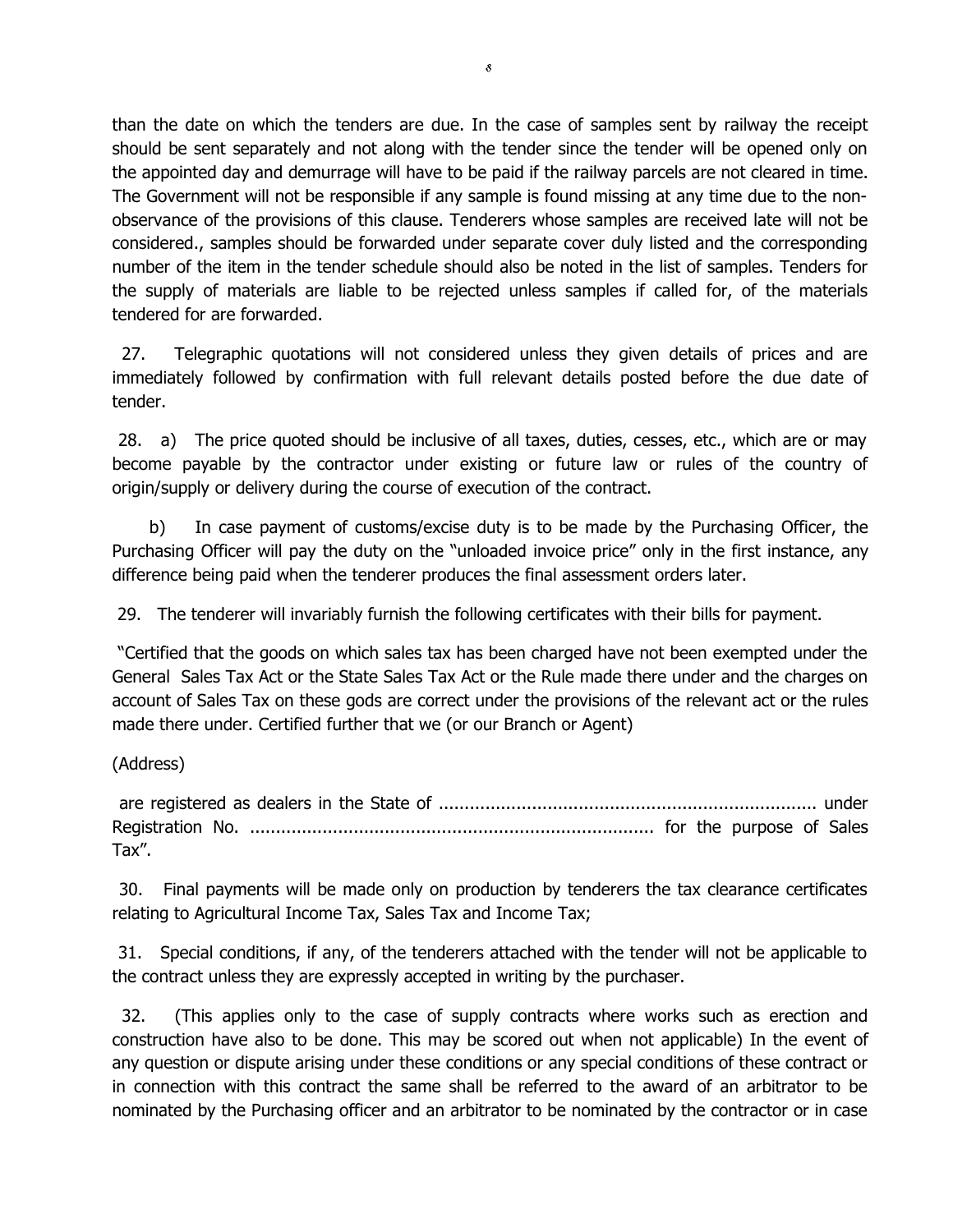than the date on which the tenders are due. In the case of samples sent by railway the receipt should be sent separately and not along with the tender since the tender will be opened only on the appointed day and demurrage will have to be paid if the railway parcels are not cleared in time. The Government will not be responsible if any sample is found missing at any time due to the non-observance of the provisions of this clause. Tenderers whose samples are received late will not be considered., samples should be forwarded under separate cover duly listed and the corresponding number of the item in the tender schedule should also be noted in the list of samples. Tenders for the supply of materials are liable to be rejected unless samples if called for, of the materials tendered for are forwarded.

27. Telegraphic quotations will not considered unless they given details of prices and are immediately followed by confirmation with full relevant details posted before the due date of tender.

28. a) The price quoted should be inclusive of all taxes, duties, cesses, etc., which are or may become payable by the contractor under existing or future law or rules of the country of origin/supply or delivery during the course of execution of the contract.

b) In case payment of customs/excise duty is to be made by the Purchasing Officer, the Purchasing Officer will pay the duty on the "unloaded invoice price" only in the first instance, any difference being paid when the tenderer produces the final assessment orders later.

29. The tenderer will invariably furnish the following certificates with their bills for payment.

"Certified that the goods on which sales tax has been charged have not been exempted under the General Sales Tax Act or the State Sales Tax Act or the Rule made there under and the charges on account of Sales Tax on these gods are correct under the provisions of the relevant act or the rules made there under. Certified further that we (or our Branch or Agent)

(Address)

are registered as dealers in the State of ........................................................................ under Registration No. ............................................................................ for the purpose of Sales Tax".

30. Final payments will be made only on production by tenderers the tax clearance certificates relating to Agricultural Income Tax, Sales Tax and Income Tax;

31. Special conditions, if any, of the tenderers attached with the tender will not be applicable to the contract unless they are expressly accepted in writing by the purchaser.

32. (This applies only to the case of supply contracts where works such as erection and construction have also to be done. This may be scored out when not applicable) In the event of any question or dispute arising under these conditions or any special conditions of these contract or in connection with this contract the same shall be referred to the award of an arbitrator to be nominated by the Purchasing officer and an arbitrator to be nominated by the contractor or in case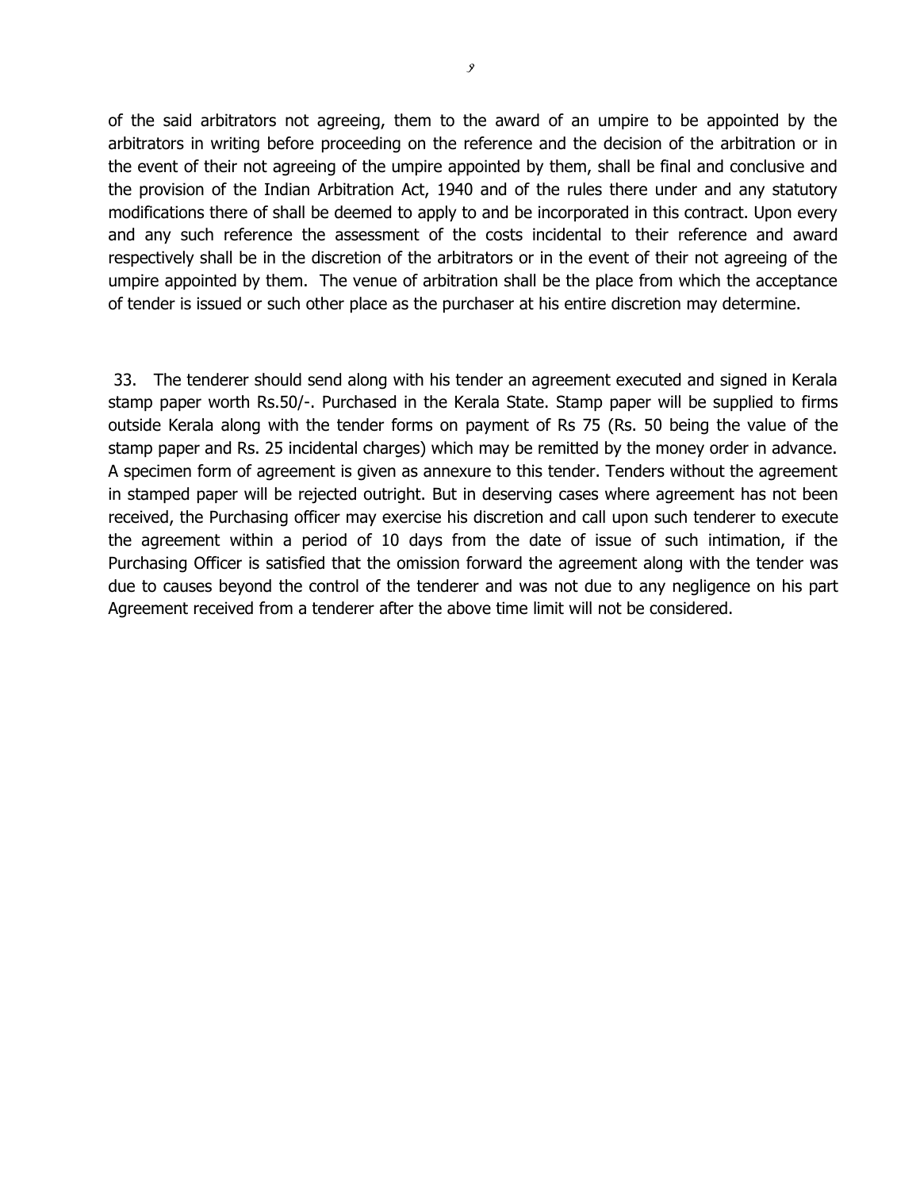of the said arbitrators not agreeing, them to the award of an umpire to be appointed by the arbitrators in writing before proceeding on the reference and the decision of the arbitration or in the event of their not agreeing of the umpire appointed by them, shall be final and conclusive and the provision of the Indian Arbitration Act, 1940 and of the rules there under and any statutory modifications there of shall be deemed to apply to and be incorporated in this contract. Upon every and any such reference the assessment of the costs incidental to their reference and award respectively shall be in the discretion of the arbitrators or in the event of their not agreeing of the umpire appointed by them. The venue of arbitration shall be the place from which the acceptance of tender is issued or such other place as the purchaser at his entire discretion may determine.

33. The tenderer should send along with his tender an agreement executed and signed in Kerala stamp paper worth Rs.50/-. Purchased in the Kerala State. Stamp paper will be supplied to firms outside Kerala along with the tender forms on payment of Rs 75 (Rs. 50 being the value of the stamp paper and Rs. 25 incidental charges) which may be remitted by the money order in advance. A specimen form of agreement is given as annexure to this tender. Tenders without the agreement in stamped paper will be rejected outright. But in deserving cases where agreement has not been received, the Purchasing officer may exercise his discretion and call upon such tenderer to execute the agreement within a period of 10 days from the date of issue of such intimation, if the Purchasing Officer is satisfied that the omission forward the agreement along with the tender was due to causes beyond the control of the tenderer and was not due to any negligence on his part Agreement received from a tenderer after the above time limit will not be considered.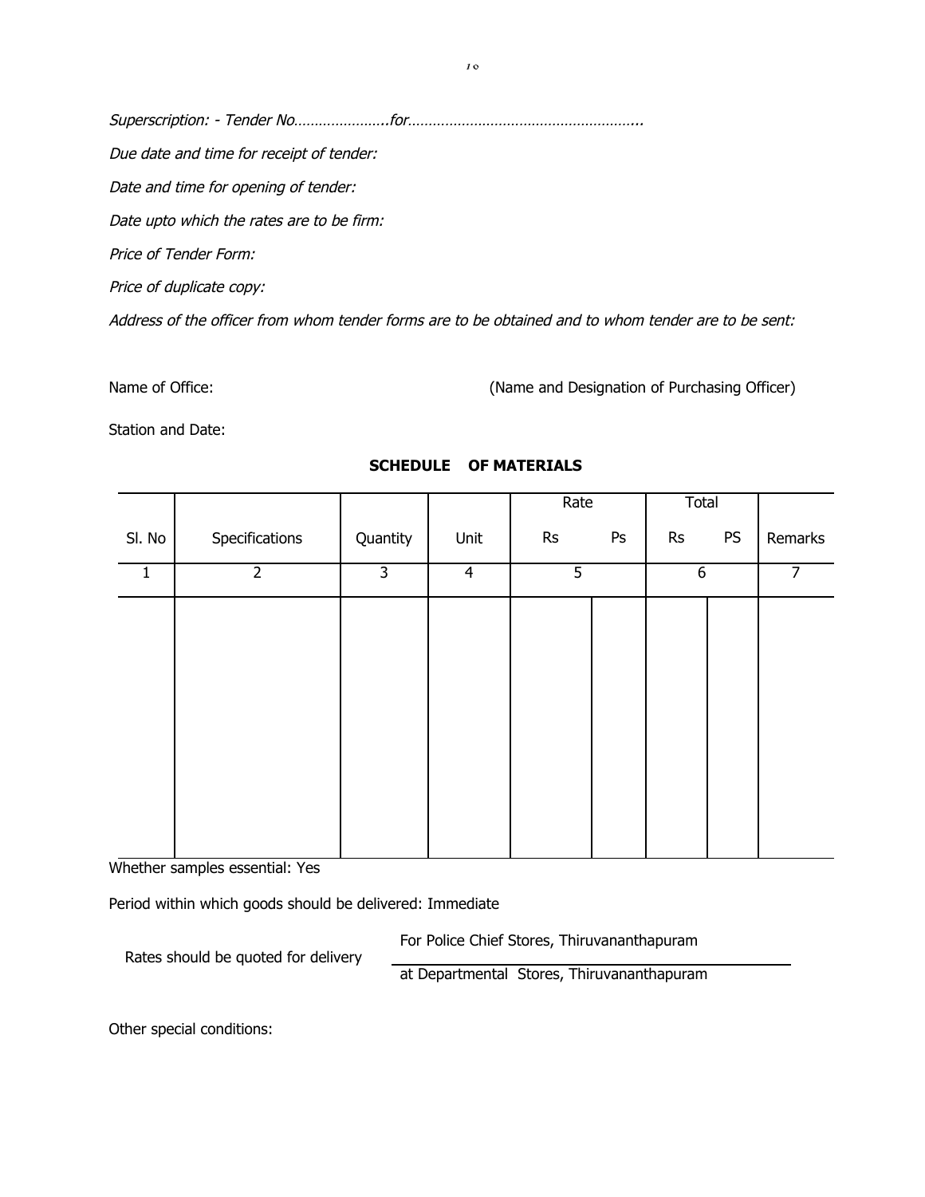*Superscription: - Tender No…………………..for…………………………………………………..*

*Due date and time for receipt of tender:*

*Date and time for opening of tender:*

*Date upto which the rates are to be firm:*

*Price of Tender Form:*

*Price of duplicate copy:*

*Address of the officer from whom tender forms are to be obtained and to whom tender are to be sent:*

Name of Office: (Name and Designation of Purchasing Officer)

Station and Date:

**SCHEDULE OF MATERIALS**

| | | | | Rate | | Total | | |
|---|---|---|---|---|---|---|---|---|
| Sl. No | Specifications | Quantity | Unit | Rs | Ps | Rs | PS | Remarks |
| 1 | 2 | 3 | 4 | 5 | | 6 | | 7 |
| | | | | | | | | |

Whether samples essential: Yes

Period within which goods should be delivered: Immediate

Rates should be quoted for delivery For Police Chief Stores, Thiruvananthapuram at Departmental Stores, Thiruvananthapuram

Other special conditions: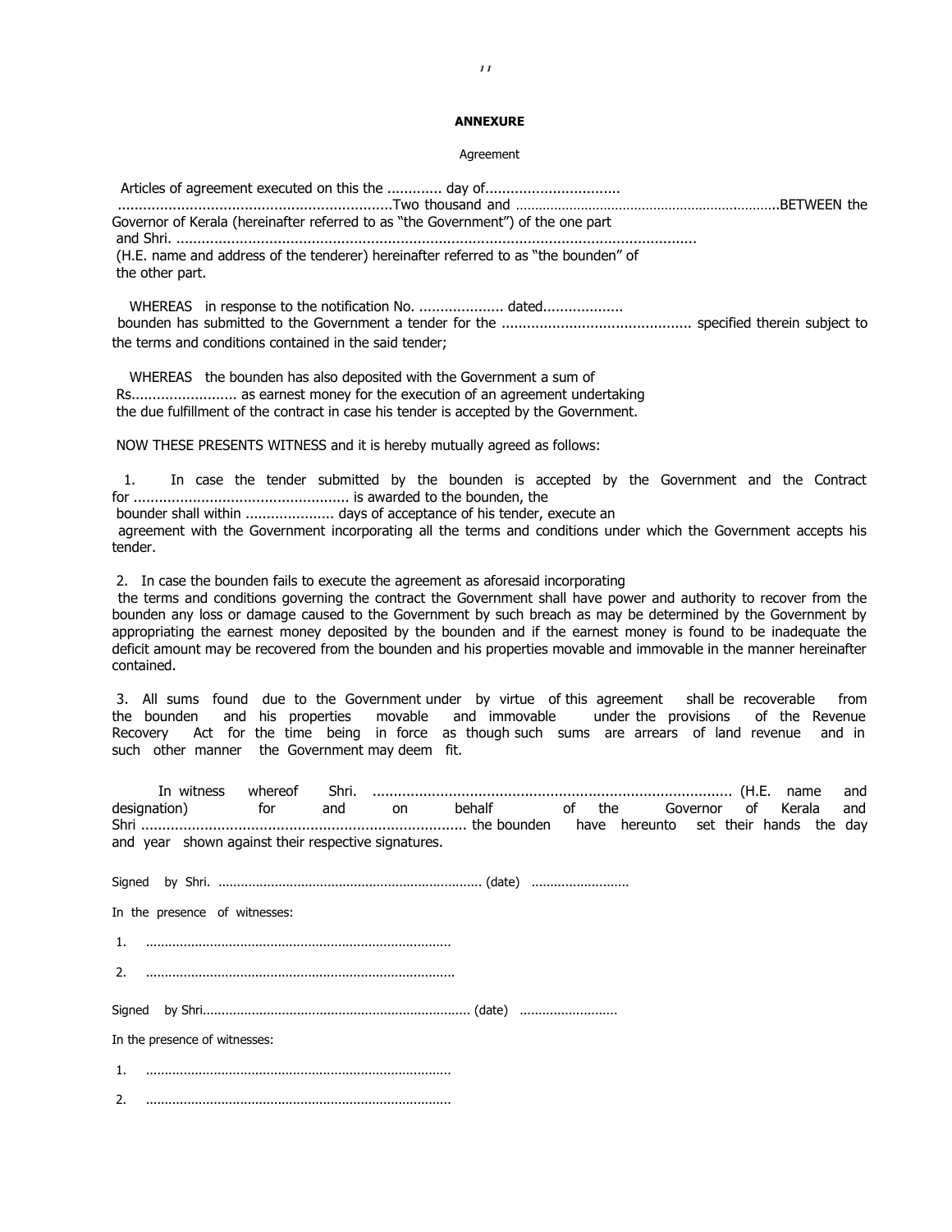# ANNEXURE

Agreement

Articles of agreement executed on this the ............ day of................................ ..................................................................Two thousand and ……………………………………………………………..BETWEEN the Governor of Kerala (hereinafter referred to as "the Government") of the one part and Shri. ........................................................................................................................ (H.E. name and address of the tenderer) hereinafter referred to as "the bounden" of the other part.

WHEREAS in response to the notification No. ................... dated.................. bounden has submitted to the Government a tender for the ............................................ specified therein subject to the terms and conditions contained in the said tender;

WHEREAS the bounden has also deposited with the Government a sum of Rs......................... as earnest money for the execution of an agreement undertaking the due fulfillment of the contract in case his tender is accepted by the Government.

NOW THESE PRESENTS WITNESS and it is hereby mutually agreed as follows:

1. In case the tender submitted by the bounden is accepted by the Government and the Contract for .................................................. is awarded to the bounden, the bounder shall within .................... days of acceptance of his tender, execute an agreement with the Government incorporating all the terms and conditions under which the Government accepts his tender.

2. In case the bounden fails to execute the agreement as aforesaid incorporating the terms and conditions governing the contract the Government shall have power and authority to recover from the bounden any loss or damage caused to the Government by such breach as may be determined by the Government by appropriating the earnest money deposited by the bounden and if the earnest money is found to be inadequate the deficit amount may be recovered from the bounden and his properties movable and immovable in the manner hereinafter contained.

3. All sums found due to the Government under by virtue of this agreement shall be recoverable from the bounden and his properties movable and immovable under the provisions of the Revenue Recovery Act for the time being in force as though such sums are arrears of land revenue and in such other manner the Government may deem fit.

In witness whereof Shri. ..................................................................................... (H.E. name and designation) for and on behalf of the Governor of Kerala and Shri ............................................................................. the bounden have hereunto set their hands the day and year shown against their respective signatures.

Signed by Shri. ...................................................................... (date) ..........................

In the presence of witnesses:

1. ................................................................................

2. ................................................................................

Signed by Shri...................................................................... (date) ..........................

In the presence of witnesses:

1. ................................................................................

2. ................................................................................